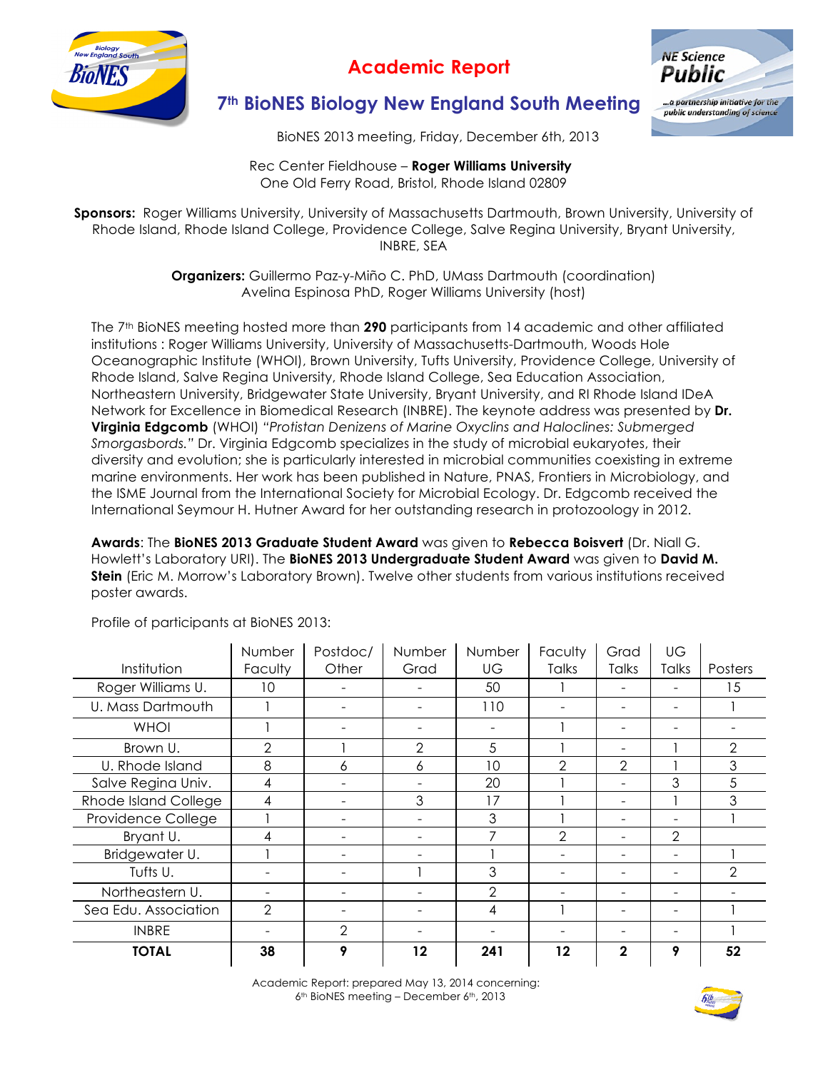# Academic Report

## 7th BioNES Biology New England South Meeting

BioNES 2013 meeting, Friday, December 6th, 2013

Rec Center Fieldhouse – **Roger Williams University**
One Old Ferry Road, Bristol, Rhode Island 02809

**Sponsors:** Roger Williams University, University of Massachusetts Dartmouth, Brown University, University of Rhode Island, Rhode Island College, Providence College, Salve Regina University, Bryant University, INBRE, SEA

**Organizers:** Guillermo Paz-y-Miño C. PhD, UMass Dartmouth (coordination)
Avelina Espinosa PhD, Roger Williams University (host)

The 7th BioNES meeting hosted more than **290** participants from 14 academic and other affiliated institutions : Roger Williams University, University of Massachusetts-Dartmouth, Woods Hole Oceanographic Institute (WHOI), Brown University, Tufts University, Providence College, University of Rhode Island, Salve Regina University, Rhode Island College, Sea Education Association, Northeastern University, Bridgewater State University, Bryant University, and RI Rhode Island IDeA Network for Excellence in Biomedical Research (INBRE). The keynote address was presented by **Dr. Virginia Edgcomb** (WHOI) *"Protistan Denizens of Marine Oxyclins and Haloclines: Submerged Smorgasbords."* Dr. Virginia Edgcomb specializes in the study of microbial eukaryotes, their diversity and evolution; she is particularly interested in microbial communities coexisting in extreme marine environments. Her work has been published in Nature, PNAS, Frontiers in Microbiology, and the ISME Journal from the International Society for Microbial Ecology. Dr. Edgcomb received the International Seymour H. Hutner Award for her outstanding research in protozoology in 2012.

**Awards**: The **BioNES 2013 Graduate Student Award** was given to **Rebecca Boisvert** (Dr. Niall G. Howlett's Laboratory URI). The **BioNES 2013 Undergraduate Student Award** was given to **David M. Stein** (Eric M. Morrow's Laboratory Brown). Twelve other students from various institutions received poster awards.

Profile of participants at BioNES 2013:

| Institution | Number Faculty | Postdoc/ Other | Number Grad | Number UG | Faculty Talks | Grad Talks | UG Talks | Posters |
|---|---|---|---|---|---|---|---|---|
| Roger Williams U. | 10 | - | - | 50 | 1 | - | - | 15 |
| U. Mass Dartmouth | 1 | - | - | 110 | - | - | - | 1 |
| WHOI | 1 | - | - | - | 1 | - | - | - |
| Brown U. | 2 | 1 | 2 | 5 | 1 | - | 1 | 2 |
| U. Rhode Island | 8 | 6 | 6 | 10 | 2 | 2 | 1 | 3 |
| Salve Regina Univ. | 4 | - | - | 20 | 1 | - | 3 | 5 |
| Rhode Island College | 4 | - | 3 | 17 | 1 | - | 1 | 3 |
| Providence College | 1 | - | - | 3 | 1 | - | - | 1 |
| Bryant U. | 4 | - | - | 7 | 2 | - | 2 | |
| Bridgewater U. | 1 | - | - | 1 | - | - | - | 1 |
| Tufts U. | - | - | 1 | 3 | - | - | - | 2 |
| Northeastern U. | - | - | - | 2 | - | - | - | - |
| Sea Edu. Association | 2 | - | - | 4 | 1 | - | - | 1 |
| INBRE | - | 2 | - | - | - | - | - | 1 |
| **TOTAL** | **38** | **9** | **12** | **241** | **12** | **2** | **9** | **52** |

Academic Report: prepared May 13, 2014 concerning:
6th BioNES meeting – December 6th, 2013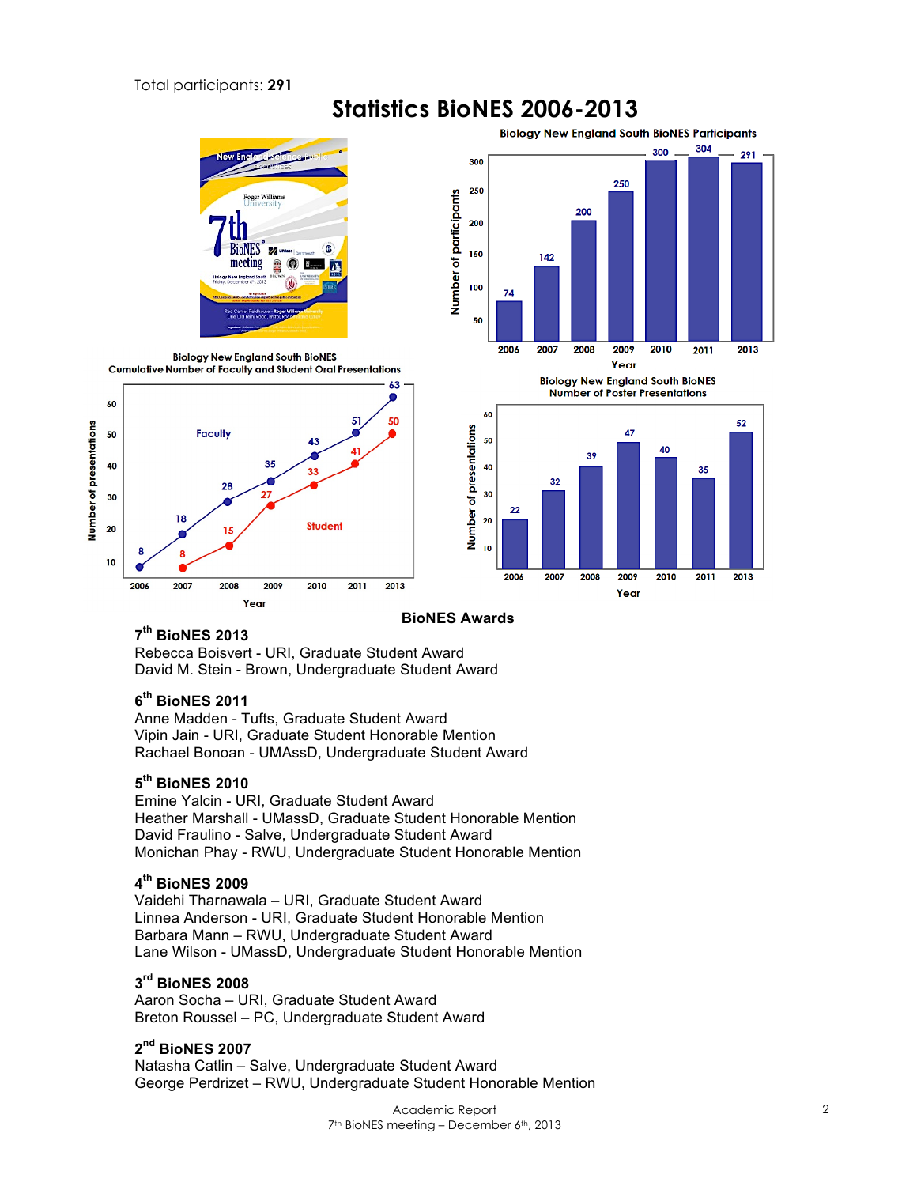Total participants: **291**

# Statistics BioNES 2006-2013

Biology New England South BioNES Participants

Number of participants

300
250
200
150
100
50

74
142
200
250
300
304
291

2006 2007 2008 2009 2010 2011 2013

Year

Biology New England South BioNES
Cumulative Number of Faculty and Student Oral Presentations

Number of presentations

60
50
40
30
20
10

Faculty

8
18
28
35
43
51
63

Student

8
15
27
33
41
50

2006 2007 2008 2009 2010 2011 2013

Year

Biology New England South BioNES
Number of Poster Presentations

Number of presentations

60
50
40
30
20
10

22
32
39
47
40
35
52

2006 2007 2008 2009 2010 2011 2013

Year

## BioNES Awards

### 7th BioNES 2013

Rebecca Boisvert - URI, Graduate Student Award
David M. Stein - Brown, Undergraduate Student Award

### 6th BioNES 2011

Anne Madden - Tufts, Graduate Student Award
Vipin Jain - URI, Graduate Student Honorable Mention
Rachael Bonoan - UMAssD, Undergraduate Student Award

### 5th BioNES 2010

Emine Yalcin - URI, Graduate Student Award
Heather Marshall - UMassD, Graduate Student Honorable Mention
David Fraulino - Salve, Undergraduate Student Award
Monichan Phay - RWU, Undergraduate Student Honorable Mention

### 4th BioNES 2009

Vaidehi Tharnawala – URI, Graduate Student Award
Linnea Anderson - URI, Graduate Student Honorable Mention
Barbara Mann – RWU, Undergraduate Student Award
Lane Wilson - UMassD, Undergraduate Student Honorable Mention

### 3rd BioNES 2008

Aaron Socha – URI, Graduate Student Award
Breton Roussel – PC, Undergraduate Student Award

### 2nd BioNES 2007

Natasha Catlin – Salve, Undergraduate Student Award
George Perdrizet – RWU, Undergraduate Student Honorable Mention